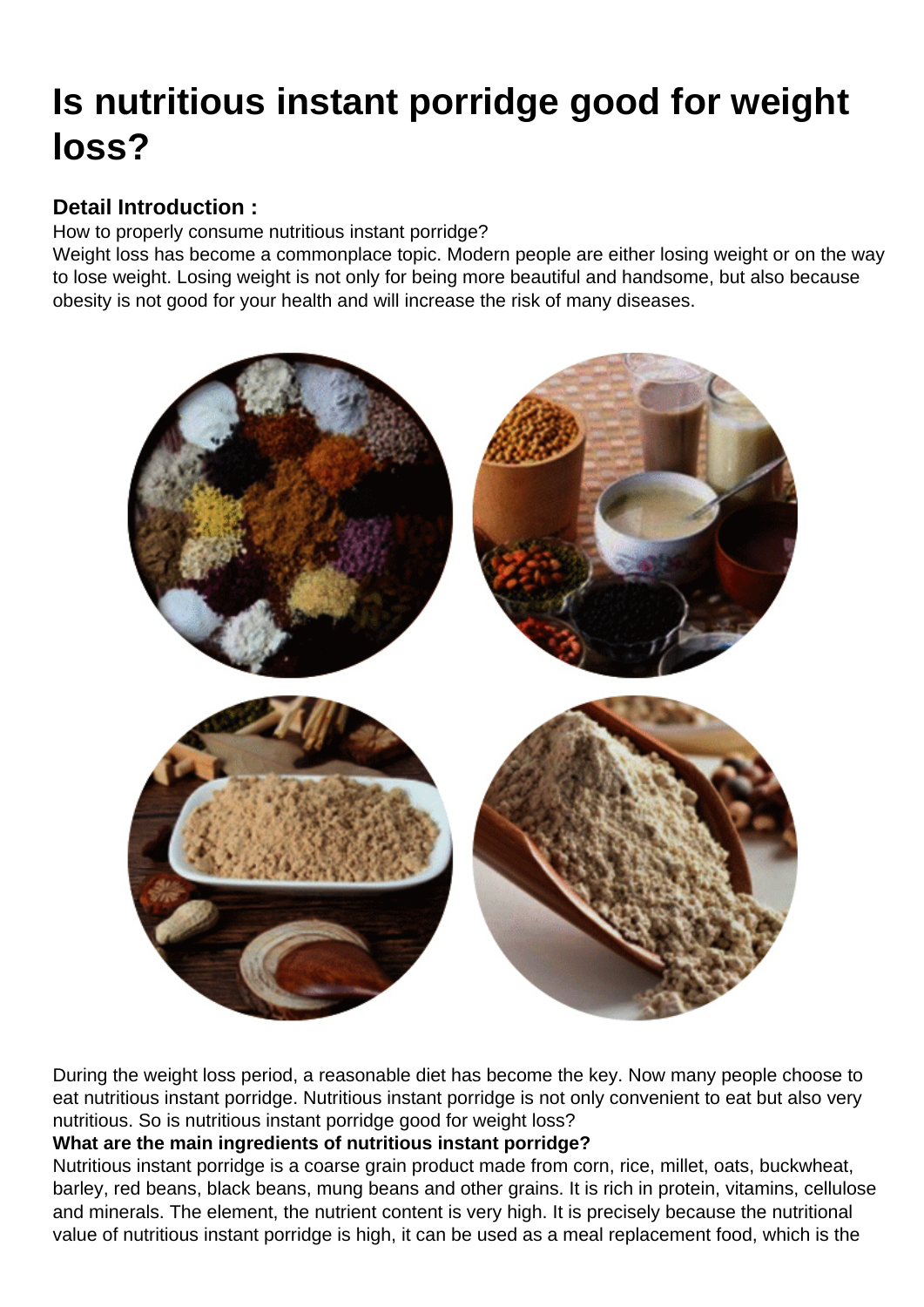# Is nutritious instant porridge good for weight loss?

### Detail Introduction :

How to properly consume nutritious instant porridge?
Weight loss has become a commonplace topic. Modern people are either losing weight or on the way to lose weight. Losing weight is not only for being more beautiful and handsome, but also because obesity is not good for your health and will increase the risk of many diseases.

During the weight loss period, a reasonable diet has become the key. Now many people choose to eat nutritious instant porridge. Nutritious instant porridge is not only convenient to eat but also very nutritious. So is nutritious instant porridge good for weight loss?

**What are the main ingredients of nutritious instant porridge?**

Nutritious instant porridge is a coarse grain product made from corn, rice, millet, oats, buckwheat, barley, red beans, black beans, mung beans and other grains. It is rich in protein, vitamins, cellulose and minerals. The element, the nutrient content is very high. It is precisely because the nutritional value of nutritious instant porridge is high, it can be used as a meal replacement food, which is the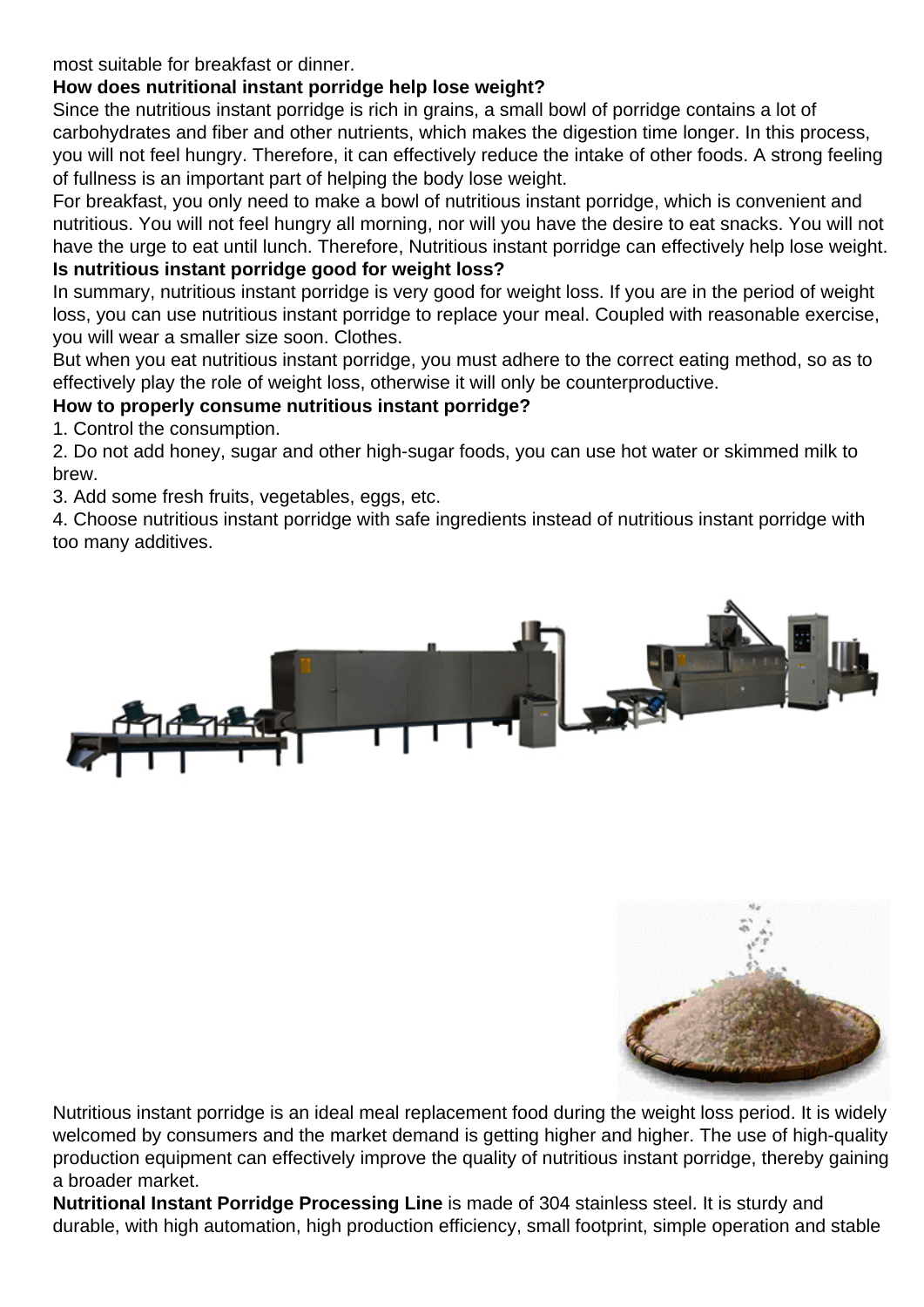most suitable for breakfast or dinner.

**How does nutritional instant porridge help lose weight?**

Since the nutritious instant porridge is rich in grains, a small bowl of porridge contains a lot of carbohydrates and fiber and other nutrients, which makes the digestion time longer. In this process, you will not feel hungry. Therefore, it can effectively reduce the intake of other foods. A strong feeling of fullness is an important part of helping the body lose weight.

For breakfast, you only need to make a bowl of nutritious instant porridge, which is convenient and nutritious. You will not feel hungry all morning, nor will you have the desire to eat snacks. You will not have the urge to eat until lunch. Therefore, Nutritious instant porridge can effectively help lose weight.

**Is nutritious instant porridge good for weight loss?**

In summary, nutritious instant porridge is very good for weight loss. If you are in the period of weight loss, you can use nutritious instant porridge to replace your meal. Coupled with reasonable exercise, you will wear a smaller size soon. Clothes.

But when you eat nutritious instant porridge, you must adhere to the correct eating method, so as to effectively play the role of weight loss, otherwise it will only be counterproductive.

**How to properly consume nutritious instant porridge?**

1. Control the consumption.
2. Do not add honey, sugar and other high-sugar foods, you can use hot water or skimmed milk to brew.
3. Add some fresh fruits, vegetables, eggs, etc.
4. Choose nutritious instant porridge with safe ingredients instead of nutritious instant porridge with too many additives.

Nutritious instant porridge is an ideal meal replacement food during the weight loss period. It is widely welcomed by consumers and the market demand is getting higher and higher. The use of high-quality production equipment can effectively improve the quality of nutritious instant porridge, thereby gaining a broader market.

**Nutritional Instant Porridge Processing Line** is made of 304 stainless steel. It is sturdy and durable, with high automation, high production efficiency, small footprint, simple operation and stable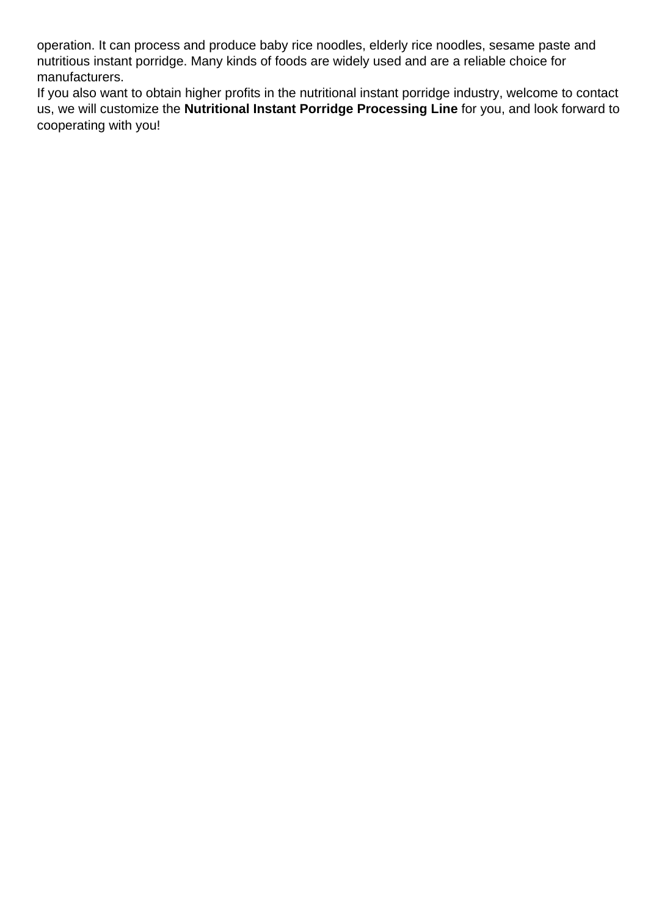operation. It can process and produce baby rice noodles, elderly rice noodles, sesame paste and nutritious instant porridge. Many kinds of foods are widely used and are a reliable choice for manufacturers.

If you also want to obtain higher profits in the nutritional instant porridge industry, welcome to contact us, we will customize the **Nutritional Instant Porridge Processing Line** for you, and look forward to cooperating with you!